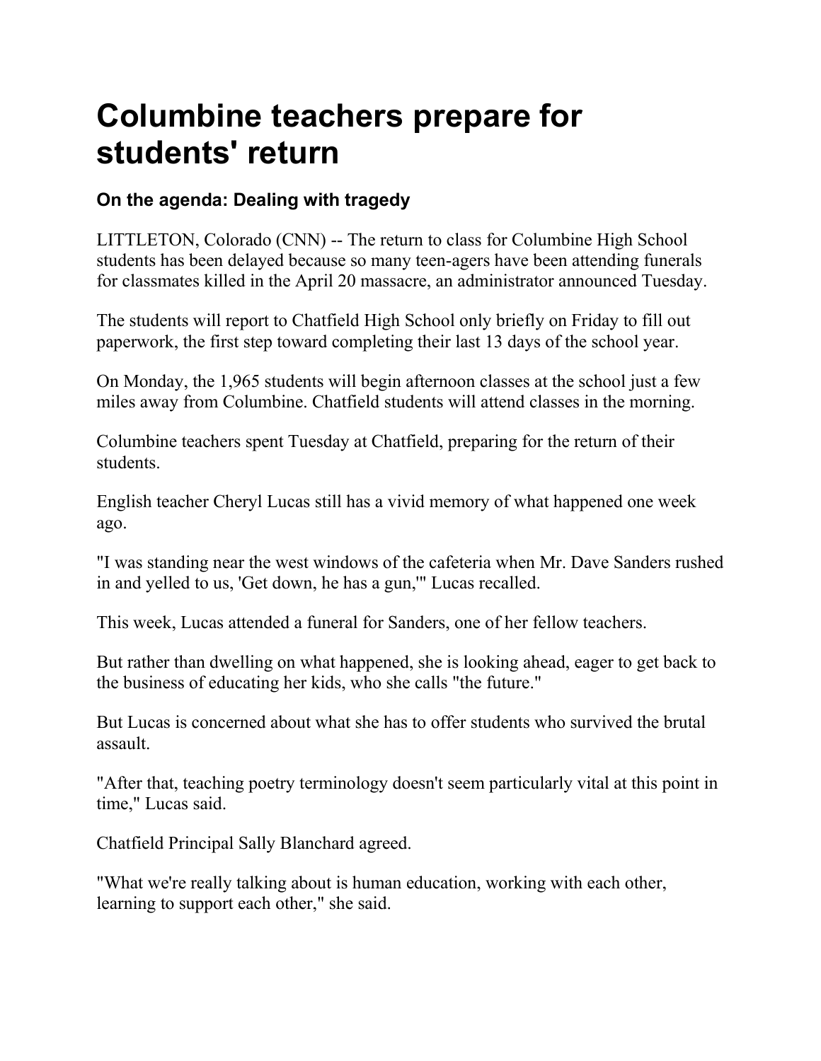# Columbine teachers prepare for students' return

### On the agenda: Dealing with tragedy

LITTLETON, Colorado (CNN) -- The return to class for Columbine High School students has been delayed because so many teen-agers have been attending funerals for classmates killed in the April 20 massacre, an administrator announced Tuesday.

The students will report to Chatfield High School only briefly on Friday to fill out paperwork, the first step toward completing their last 13 days of the school year.

On Monday, the 1,965 students will begin afternoon classes at the school just a few miles away from Columbine. Chatfield students will attend classes in the morning.

Columbine teachers spent Tuesday at Chatfield, preparing for the return of their students.

English teacher Cheryl Lucas still has a vivid memory of what happened one week ago.

"I was standing near the west windows of the cafeteria when Mr. Dave Sanders rushed in and yelled to us, 'Get down, he has a gun,'" Lucas recalled.

This week, Lucas attended a funeral for Sanders, one of her fellow teachers.

But rather than dwelling on what happened, she is looking ahead, eager to get back to the business of educating her kids, who she calls "the future."

But Lucas is concerned about what she has to offer students who survived the brutal assault.

"After that, teaching poetry terminology doesn't seem particularly vital at this point in time," Lucas said.

Chatfield Principal Sally Blanchard agreed.

"What we're really talking about is human education, working with each other, learning to support each other," she said.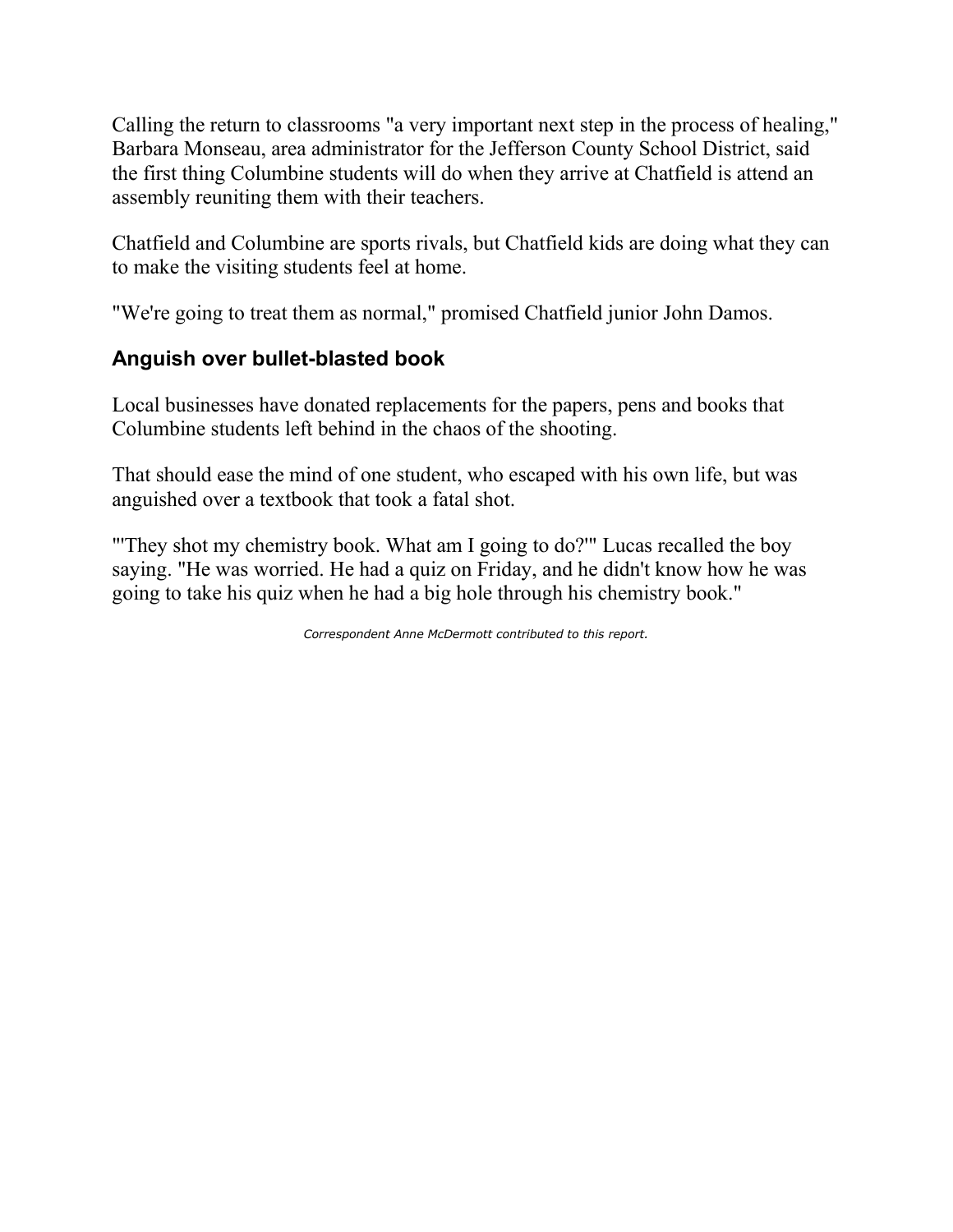Calling the return to classrooms "a very important next step in the process of healing," Barbara Monseau, area administrator for the Jefferson County School District, said the first thing Columbine students will do when they arrive at Chatfield is attend an assembly reuniting them with their teachers.

Chatfield and Columbine are sports rivals, but Chatfield kids are doing what they can to make the visiting students feel at home.

"We're going to treat them as normal," promised Chatfield junior John Damos.

## Anguish over bullet-blasted book

Local businesses have donated replacements for the papers, pens and books that Columbine students left behind in the chaos of the shooting.

That should ease the mind of one student, who escaped with his own life, but was anguished over a textbook that took a fatal shot.

"'They shot my chemistry book. What am I going to do?'" Lucas recalled the boy saying. "He was worried. He had a quiz on Friday, and he didn't know how he was going to take his quiz when he had a big hole through his chemistry book."

*Correspondent Anne McDermott contributed to this report.*